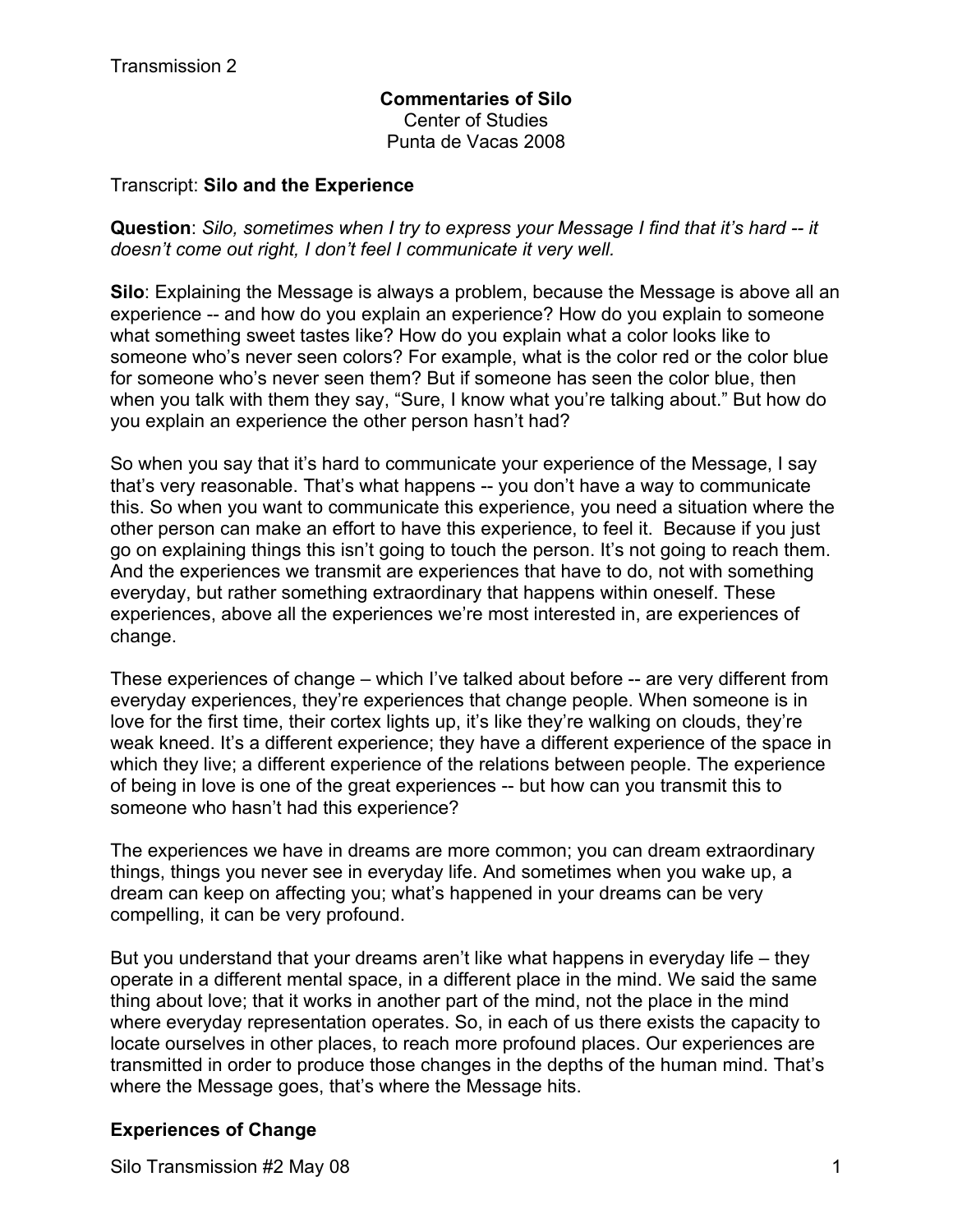Transmission 2

**Commentaries of Silo**
Center of Studies
Punta de Vacas 2008

Transcript: **Silo and the Experience**

**Question**: *Silo, sometimes when I try to express your Message I find that it's hard -- it doesn't come out right, I don't feel I communicate it very well.*

**Silo**: Explaining the Message is always a problem, because the Message is above all an experience -- and how do you explain an experience? How do you explain to someone what something sweet tastes like? How do you explain what a color looks like to someone who's never seen colors? For example, what is the color red or the color blue for someone who's never seen them? But if someone has seen the color blue, then when you talk with them they say, "Sure, I know what you're talking about." But how do you explain an experience the other person hasn't had?

So when you say that it's hard to communicate your experience of the Message, I say that's very reasonable. That's what happens -- you don't have a way to communicate this. So when you want to communicate this experience, you need a situation where the other person can make an effort to have this experience, to feel it. Because if you just go on explaining things this isn't going to touch the person. It's not going to reach them. And the experiences we transmit are experiences that have to do, not with something everyday, but rather something extraordinary that happens within oneself. These experiences, above all the experiences we're most interested in, are experiences of change.

These experiences of change – which I've talked about before -- are very different from everyday experiences, they're experiences that change people. When someone is in love for the first time, their cortex lights up, it's like they're walking on clouds, they're weak kneed. It's a different experience; they have a different experience of the space in which they live; a different experience of the relations between people. The experience of being in love is one of the great experiences -- but how can you transmit this to someone who hasn't had this experience?

The experiences we have in dreams are more common; you can dream extraordinary things, things you never see in everyday life. And sometimes when you wake up, a dream can keep on affecting you; what's happened in your dreams can be very compelling, it can be very profound.

But you understand that your dreams aren't like what happens in everyday life – they operate in a different mental space, in a different place in the mind. We said the same thing about love; that it works in another part of the mind, not the place in the mind where everyday representation operates. So, in each of us there exists the capacity to locate ourselves in other places, to reach more profound places. Our experiences are transmitted in order to produce those changes in the depths of the human mind. That's where the Message goes, that's where the Message hits.

## Experiences of Change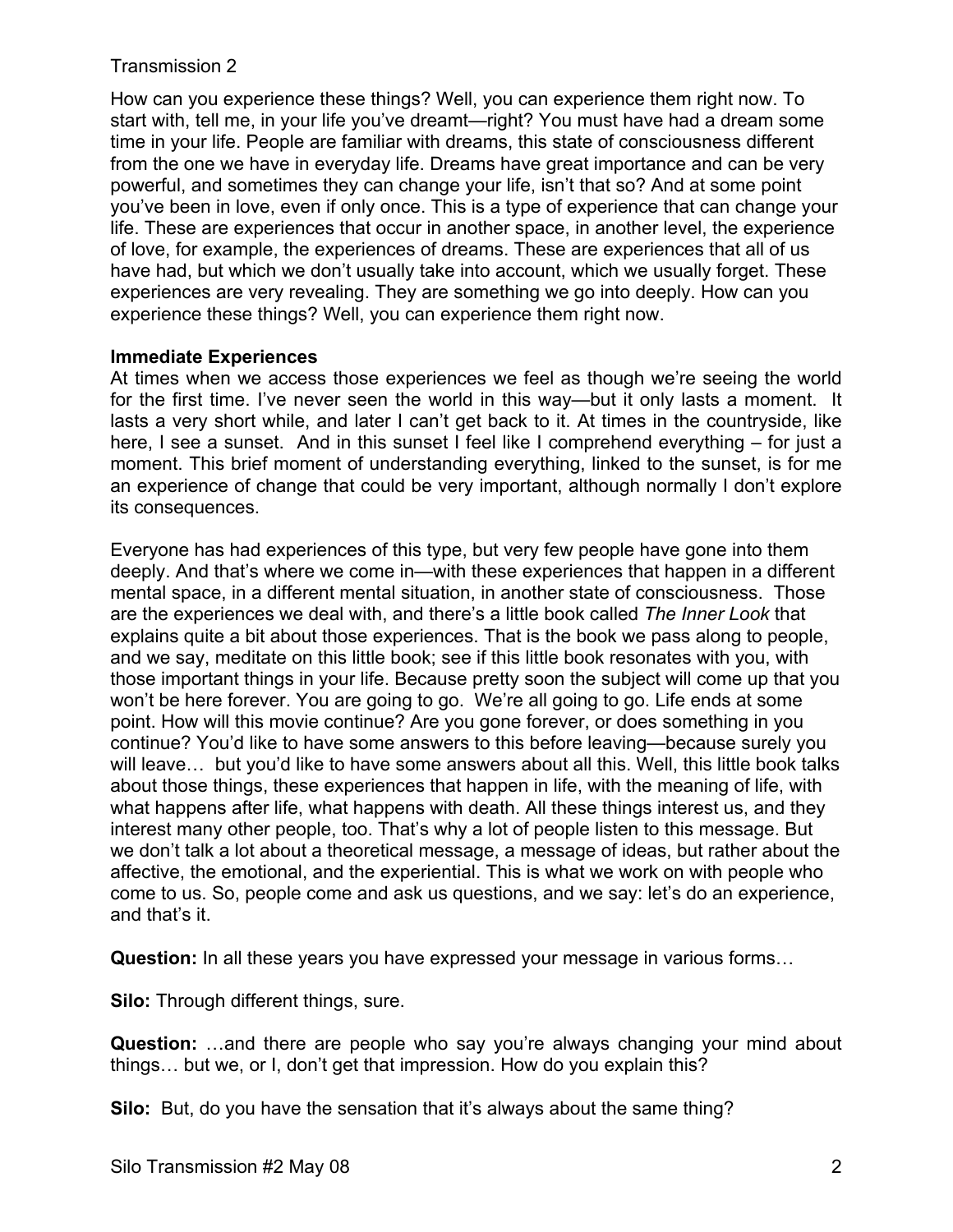Transmission 2

How can you experience these things? Well, you can experience them right now. To start with, tell me, in your life you've dreamt—right? You must have had a dream some time in your life. People are familiar with dreams, this state of consciousness different from the one we have in everyday life. Dreams have great importance and can be very powerful, and sometimes they can change your life, isn't that so? And at some point you've been in love, even if only once. This is a type of experience that can change your life. These are experiences that occur in another space, in another level, the experience of love, for example, the experiences of dreams. These are experiences that all of us have had, but which we don't usually take into account, which we usually forget. These experiences are very revealing. They are something we go into deeply. How can you experience these things? Well, you can experience them right now.

**Immediate Experiences**

At times when we access those experiences we feel as though we're seeing the world for the first time. I've never seen the world in this way—but it only lasts a moment. It lasts a very short while, and later I can't get back to it. At times in the countryside, like here, I see a sunset. And in this sunset I feel like I comprehend everything – for just a moment. This brief moment of understanding everything, linked to the sunset, is for me an experience of change that could be very important, although normally I don't explore its consequences.

Everyone has had experiences of this type, but very few people have gone into them deeply. And that's where we come in—with these experiences that happen in a different mental space, in a different mental situation, in another state of consciousness. Those are the experiences we deal with, and there's a little book called *The Inner Look* that explains quite a bit about those experiences. That is the book we pass along to people, and we say, meditate on this little book; see if this little book resonates with you, with those important things in your life. Because pretty soon the subject will come up that you won't be here forever. You are going to go. We're all going to go. Life ends at some point. How will this movie continue? Are you gone forever, or does something in you continue? You'd like to have some answers to this before leaving—because surely you will leave… but you'd like to have some answers about all this. Well, this little book talks about those things, these experiences that happen in life, with the meaning of life, with what happens after life, what happens with death. All these things interest us, and they interest many other people, too. That's why a lot of people listen to this message. But we don't talk a lot about a theoretical message, a message of ideas, but rather about the affective, the emotional, and the experiential. This is what we work on with people who come to us. So, people come and ask us questions, and we say: let's do an experience, and that's it.

**Question:** In all these years you have expressed your message in various forms…

**Silo:** Through different things, sure.

**Question:** …and there are people who say you're always changing your mind about things… but we, or I, don't get that impression. How do you explain this?

**Silo:** But, do you have the sensation that it's always about the same thing?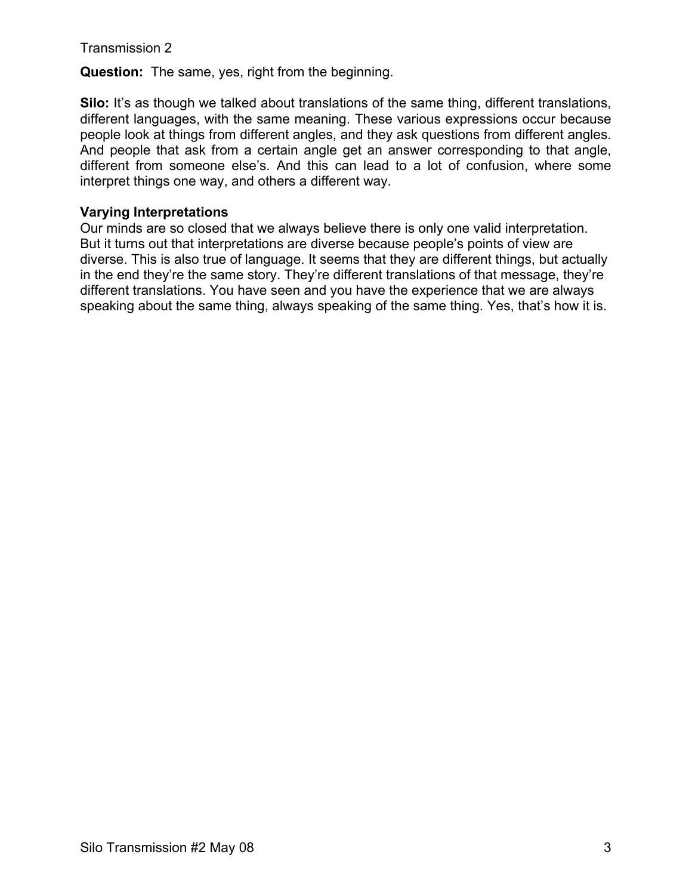**Question:** The same, yes, right from the beginning.

**Silo:** It's as though we talked about translations of the same thing, different translations, different languages, with the same meaning. These various expressions occur because people look at things from different angles, and they ask questions from different angles. And people that ask from a certain angle get an answer corresponding to that angle, different from someone else's. And this can lead to a lot of confusion, where some interpret things one way, and others a different way.

**Varying Interpretations**

Our minds are so closed that we always believe there is only one valid interpretation. But it turns out that interpretations are diverse because people's points of view are diverse. This is also true of language. It seems that they are different things, but actually in the end they're the same story. They're different translations of that message, they're different translations. You have seen and you have the experience that we are always speaking about the same thing, always speaking of the same thing. Yes, that's how it is.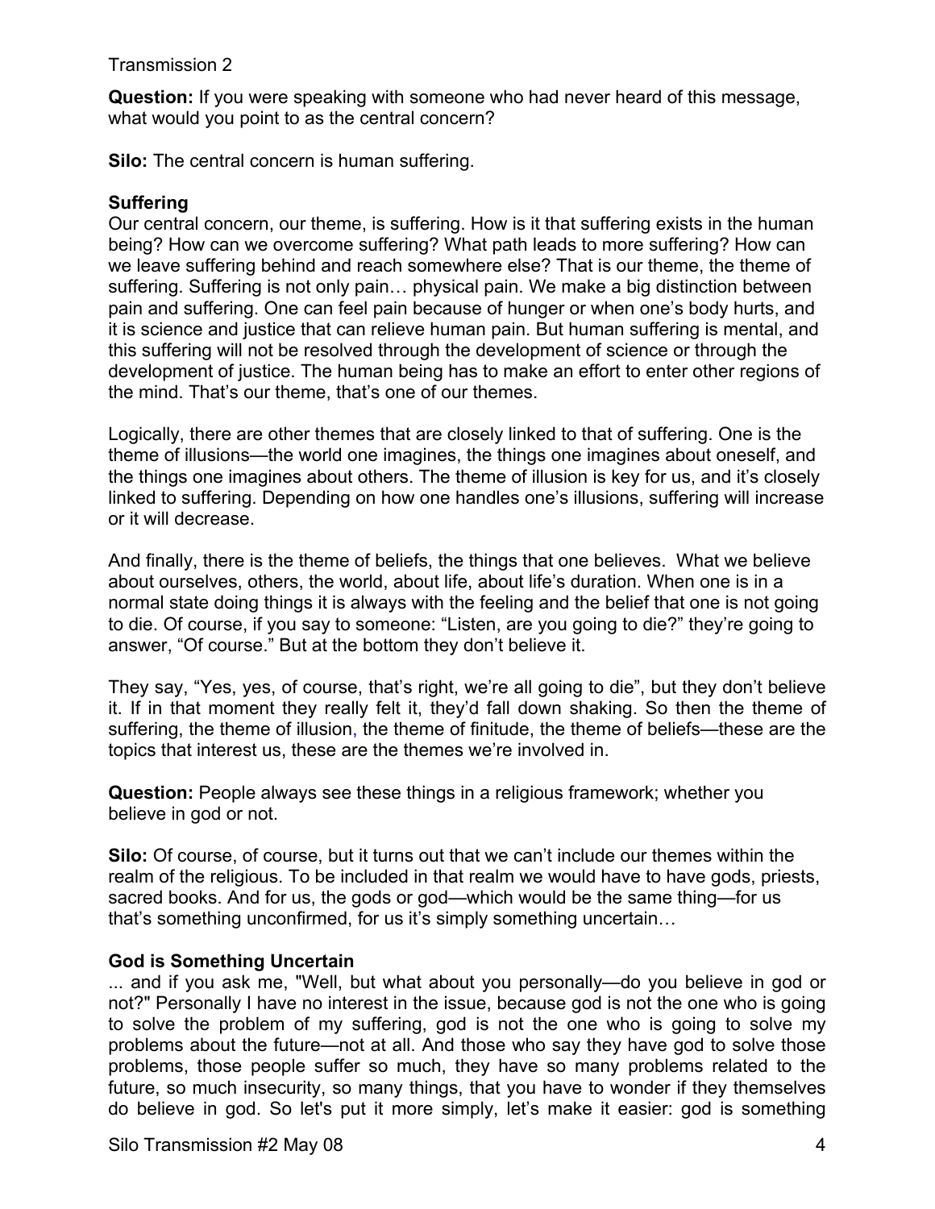Transmission 2

**Question:** If you were speaking with someone who had never heard of this message, what would you point to as the central concern?

**Silo:** The central concern is human suffering.

### Suffering

Our central concern, our theme, is suffering. How is it that suffering exists in the human being? How can we overcome suffering? What path leads to more suffering? How can we leave suffering behind and reach somewhere else? That is our theme, the theme of suffering. Suffering is not only pain… physical pain. We make a big distinction between pain and suffering. One can feel pain because of hunger or when one's body hurts, and it is science and justice that can relieve human pain. But human suffering is mental, and this suffering will not be resolved through the development of science or through the development of justice. The human being has to make an effort to enter other regions of the mind. That's our theme, that's one of our themes.

Logically, there are other themes that are closely linked to that of suffering. One is the theme of illusions—the world one imagines, the things one imagines about oneself, and the things one imagines about others. The theme of illusion is key for us, and it's closely linked to suffering. Depending on how one handles one's illusions, suffering will increase or it will decrease.

And finally, there is the theme of beliefs, the things that one believes. What we believe about ourselves, others, the world, about life, about life's duration. When one is in a normal state doing things it is always with the feeling and the belief that one is not going to die. Of course, if you say to someone: "Listen, are you going to die?" they're going to answer, "Of course." But at the bottom they don't believe it.

They say, "Yes, yes, of course, that's right, we're all going to die", but they don't believe it. If in that moment they really felt it, they'd fall down shaking. So then the theme of suffering, the theme of illusion, the theme of finitude, the theme of beliefs—these are the topics that interest us, these are the themes we're involved in.

**Question:** People always see these things in a religious framework; whether you believe in god or not.

**Silo:** Of course, of course, but it turns out that we can't include our themes within the realm of the religious. To be included in that realm we would have to have gods, priests, sacred books. And for us, the gods or god—which would be the same thing—for us that's something unconfirmed, for us it's simply something uncertain…

### God is Something Uncertain

... and if you ask me, "Well, but what about you personally—do you believe in god or not?" Personally I have no interest in the issue, because god is not the one who is going to solve the problem of my suffering, god is not the one who is going to solve my problems about the future—not at all. And those who say they have god to solve those problems, those people suffer so much, they have so many problems related to the future, so much insecurity, so many things, that you have to wonder if they themselves do believe in god. So let's put it more simply, let's make it easier: god is something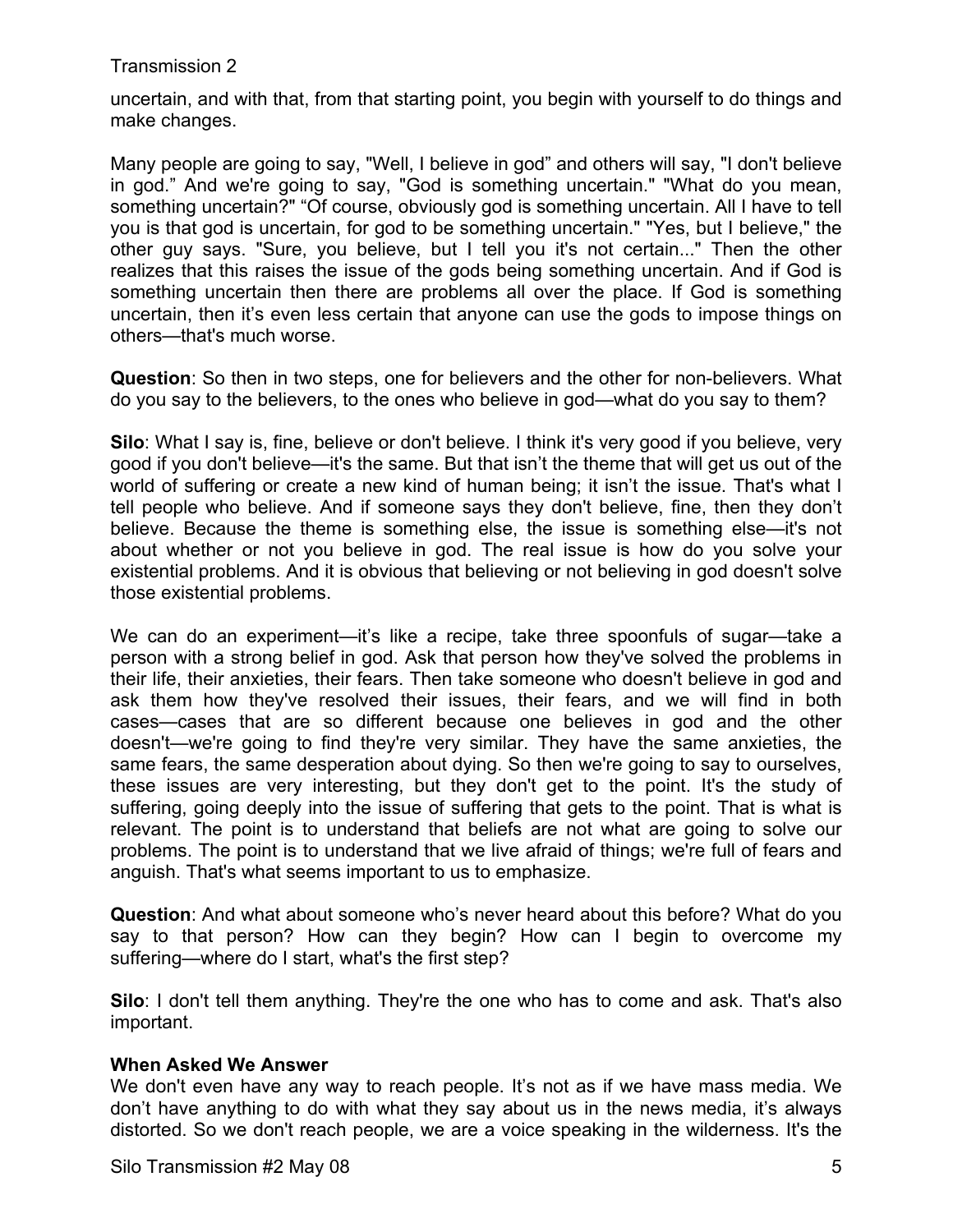uncertain, and with that, from that starting point, you begin with yourself to do things and make changes.

Many people are going to say, "Well, I believe in god" and others will say, "I don't believe in god." And we're going to say, "God is something uncertain." "What do you mean, something uncertain?" "Of course, obviously god is something uncertain. All I have to tell you is that god is uncertain, for god to be something uncertain." "Yes, but I believe," the other guy says. "Sure, you believe, but I tell you it's not certain..." Then the other realizes that this raises the issue of the gods being something uncertain. And if God is something uncertain then there are problems all over the place. If God is something uncertain, then it's even less certain that anyone can use the gods to impose things on others—that's much worse.

**Question**: So then in two steps, one for believers and the other for non-believers. What do you say to the believers, to the ones who believe in god—what do you say to them?

**Silo**: What I say is, fine, believe or don't believe. I think it's very good if you believe, very good if you don't believe—it's the same. But that isn't the theme that will get us out of the world of suffering or create a new kind of human being; it isn't the issue. That's what I tell people who believe. And if someone says they don't believe, fine, then they don't believe. Because the theme is something else, the issue is something else—it's not about whether or not you believe in god. The real issue is how do you solve your existential problems. And it is obvious that believing or not believing in god doesn't solve those existential problems.

We can do an experiment—it's like a recipe, take three spoonfuls of sugar—take a person with a strong belief in god. Ask that person how they've solved the problems in their life, their anxieties, their fears. Then take someone who doesn't believe in god and ask them how they've resolved their issues, their fears, and we will find in both cases—cases that are so different because one believes in god and the other doesn't—we're going to find they're very similar. They have the same anxieties, the same fears, the same desperation about dying. So then we're going to say to ourselves, these issues are very interesting, but they don't get to the point. It's the study of suffering, going deeply into the issue of suffering that gets to the point. That is what is relevant. The point is to understand that beliefs are not what are going to solve our problems. The point is to understand that we live afraid of things; we're full of fears and anguish. That's what seems important to us to emphasize.

**Question**: And what about someone who's never heard about this before? What do you say to that person? How can they begin? How can I begin to overcome my suffering—where do I start, what's the first step?

**Silo**: I don't tell them anything. They're the one who has to come and ask. That's also important.

### When Asked We Answer

We don't even have any way to reach people. It's not as if we have mass media. We don't have anything to do with what they say about us in the news media, it's always distorted. So we don't reach people, we are a voice speaking in the wilderness. It's the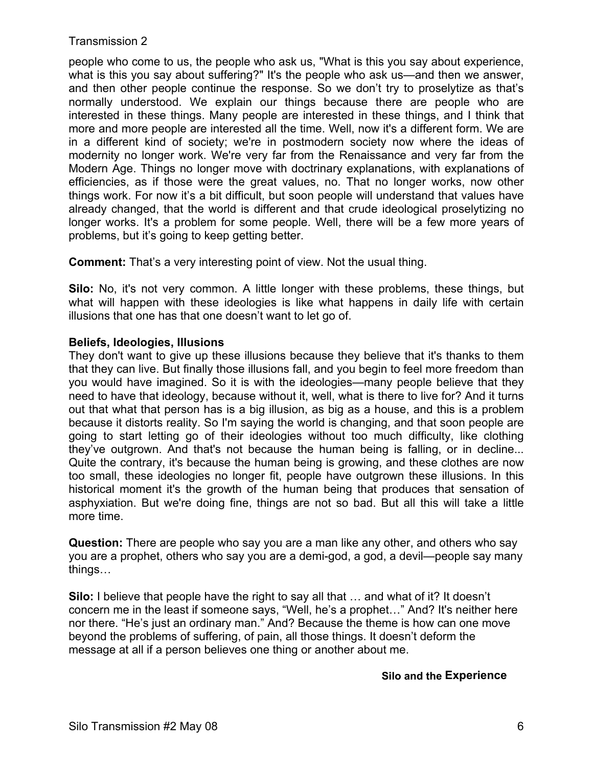people who come to us, the people who ask us, "What is this you say about experience, what is this you say about suffering?" It's the people who ask us—and then we answer, and then other people continue the response. So we don't try to proselytize as that's normally understood. We explain our things because there are people who are interested in these things. Many people are interested in these things, and I think that more and more people are interested all the time. Well, now it's a different form. We are in a different kind of society; we're in postmodern society now where the ideas of modernity no longer work. We're very far from the Renaissance and very far from the Modern Age. Things no longer move with doctrinary explanations, with explanations of efficiencies, as if those were the great values, no. That no longer works, now other things work. For now it's a bit difficult, but soon people will understand that values have already changed, that the world is different and that crude ideological proselytizing no longer works. It's a problem for some people. Well, there will be a few more years of problems, but it's going to keep getting better.

**Comment:** That's a very interesting point of view. Not the usual thing.

**Silo:** No, it's not very common. A little longer with these problems, these things, but what will happen with these ideologies is like what happens in daily life with certain illusions that one has that one doesn't want to let go of.

**Beliefs, Ideologies, Illusions**

They don't want to give up these illusions because they believe that it's thanks to them that they can live. But finally those illusions fall, and you begin to feel more freedom than you would have imagined. So it is with the ideologies—many people believe that they need to have that ideology, because without it, well, what is there to live for? And it turns out that what that person has is a big illusion, as big as a house, and this is a problem because it distorts reality. So I'm saying the world is changing, and that soon people are going to start letting go of their ideologies without too much difficulty, like clothing they've outgrown. And that's not because the human being is falling, or in decline... Quite the contrary, it's because the human being is growing, and these clothes are now too small, these ideologies no longer fit, people have outgrown these illusions. In this historical moment it's the growth of the human being that produces that sensation of asphyxiation. But we're doing fine, things are not so bad. But all this will take a little more time.

**Question:** There are people who say you are a man like any other, and others who say you are a prophet, others who say you are a demi-god, a god, a devil—people say many things…

**Silo:** I believe that people have the right to say all that … and what of it? It doesn't concern me in the least if someone says, "Well, he's a prophet…" And? It's neither here nor there. "He's just an ordinary man." And? Because the theme is how can one move beyond the problems of suffering, of pain, all those things. It doesn't deform the message at all if a person believes one thing or another about me.

**Silo and the Experience**